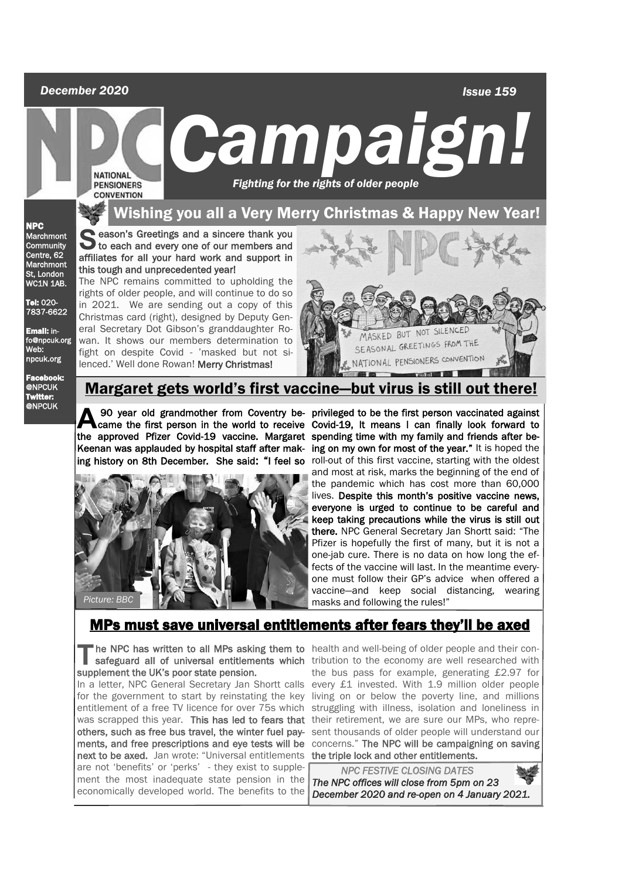*December 2020* *Issue 159*

# Campaign!

NATIONAL PENSIONERS CONVENTION

*Fighting for the rights of older people*

**NPC**
Marchmont Community Centre, 62 Marchmont St, London WC1N 1AB.

**Tel:** 020-7837-6622

**Email:** info@npcuk.org
Web: npcuk.org

**Facebook:** @NPCUK
**Twitter:** @NPCUK

## Wishing you all a Very Merry Christmas & Happy New Year!

**Season's Greetings and a sincere thank you to each and every one of our members and affiliates for all your hard work and support in this tough and unprecedented year!**

The NPC remains committed to upholding the rights of older people, and will continue to do so in 2021. We are sending out a copy of this Christmas card (right), designed by Deputy General Secretary Dot Gibson's granddaughter Rowan. It shows our members determination to fight on despite Covid - 'masked but not silenced.' Well done Rowan! **Merry Christmas!**

## Margaret gets world's first vaccine—but virus is still out there!

**A 90 year old grandmother from Coventry became the first person in the world to receive the approved Pfizer Covid-19 vaccine. Margaret Keenan was applauded by hospital staff after making history on 8th December. She said: "I feel so privileged to be the first person vaccinated against Covid-19, It means I can finally look forward to spending time with my family and friends after being on my own for most of the year."** It is hoped the roll-out of this first vaccine, starting with the oldest and most at risk, marks the beginning of the end of the pandemic which has cost more than 60,000 lives. **Despite this month's positive vaccine news, everyone is urged to continue to be careful and keep taking precautions while the virus is still out there.** NPC General Secretary Jan Shortt said: "The Pfizer is hopefully the first of many, but it is not a one-jab cure. There is no data on how long the effects of the vaccine will last. In the meantime everyone must follow their GP's advice when offered a vaccine—and keep social distancing, wearing masks and following the rules!"

*Picture: BBC*

## MPs must save universal entitlements after fears they'll be axed

**The NPC has written to all MPs asking them to safeguard all of universal entitlements which supplement the UK's poor state pension.**

In a letter, NPC General Secretary Jan Shortt calls for the government to start by reinstating the key entitlement of a free TV licence for over 75s which was scrapped this year. **This has led to fears that others, such as free bus travel, the winter fuel payments, and free prescriptions and eye tests will be next to be axed.** Jan wrote: "Universal entitlements are not 'benefits' or 'perks' - they exist to supplement the most inadequate state pension in the economically developed world. The benefits to the health and well-being of older people and their contribution to the economy are well researched with the bus pass for example, generating £2.97 for every £1 invested. With 1.9 million older people living on or below the poverty line, and millions struggling with illness, isolation and loneliness in their retirement, we are sure our MPs, who represent thousands of older people will understand our concerns." **The NPC will be campaigning on saving the triple lock and other entitlements.**

*NPC FESTIVE CLOSING DATES*

*The NPC offices will close from 5pm on 23 December 2020 and re-open on 4 January 2021.*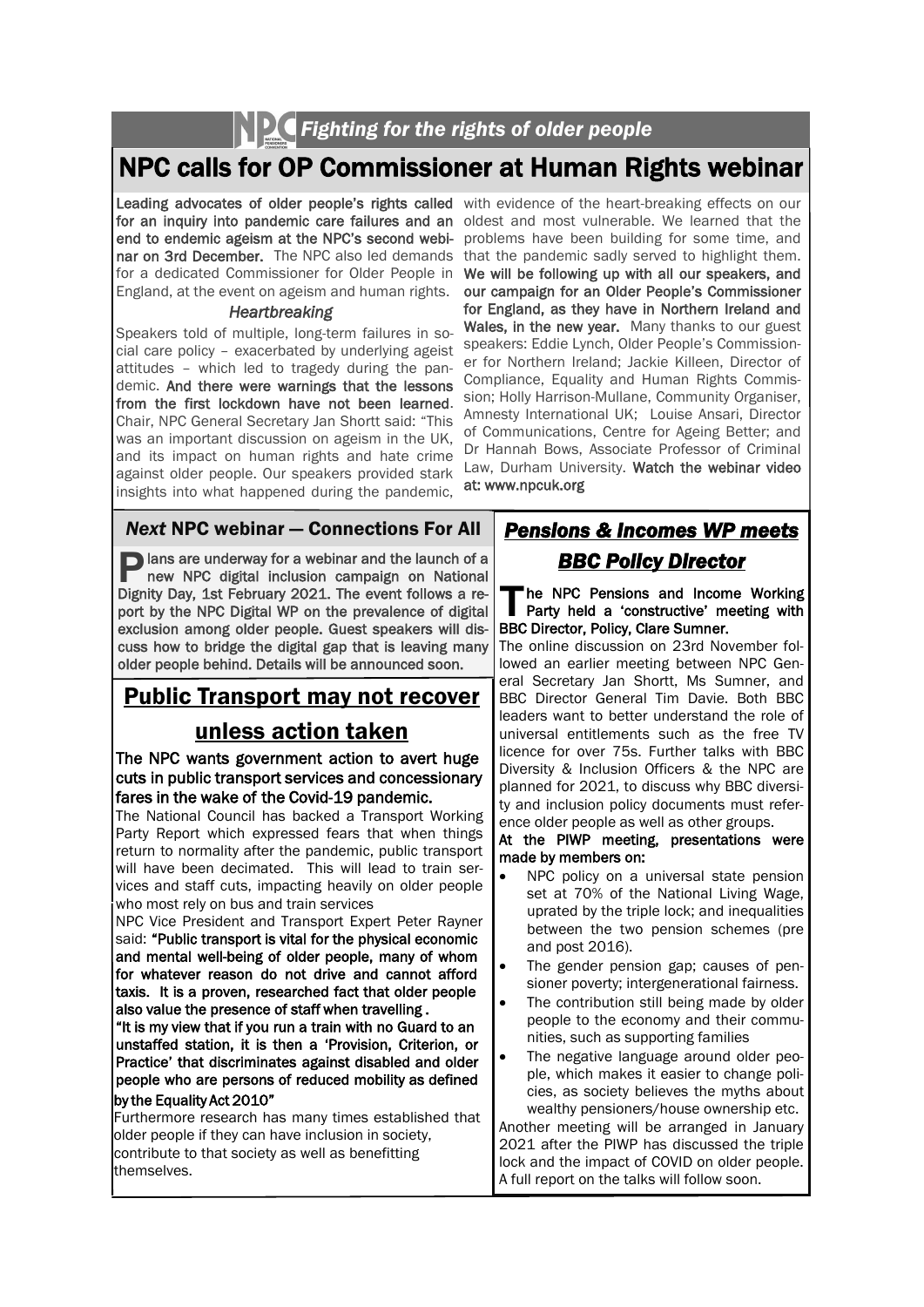*Fighting for the rights of older people*

# NPC calls for OP Commissioner at Human Rights webinar

**Leading advocates of older people's rights called for an inquiry into pandemic care failures and an end to endemic ageism at the NPC's second webinar on 3rd December.** The NPC also led demands for a dedicated Commissioner for Older People in England, at the event on ageism and human rights.

### *Heartbreaking*

Speakers told of multiple, long-term failures in social care policy – exacerbated by underlying ageist attitudes – which led to tragedy during the pandemic. **And there were warnings that the lessons from the first lockdown have not been learned**. Chair, NPC General Secretary Jan Shortt said: "This was an important discussion on ageism in the UK, and its impact on human rights and hate crime against older people. Our speakers provided stark insights into what happened during the pandemic, with evidence of the heart-breaking effects on our oldest and most vulnerable. We learned that the problems have been building for some time, and that the pandemic sadly served to highlight them. **We will be following up with all our speakers, and our campaign for an Older People's Commissioner for England, as they have in Northern Ireland and Wales, in the new year.** Many thanks to our guest speakers: Eddie Lynch, Older People's Commissioner for Northern Ireland; Jackie Killeen, Director of Compliance, Equality and Human Rights Commission; Holly Harrison-Mullane, Community Organiser, Amnesty International UK; Louise Ansari, Director of Communications, Centre for Ageing Better; and Dr Hannah Bows, Associate Professor of Criminal Law, Durham University. **Watch the webinar video at: www.npcuk.org**

## *Next* NPC webinar — Connections For All

**Plans are underway for a webinar and the launch of a new NPC digital inclusion campaign on National Dignity Day, 1st February 2021. The event follows a report by the NPC Digital WP on the prevalence of digital exclusion among older people. Guest speakers will discuss how to bridge the digital gap that is leaving many older people behind. Details will be announced soon.**

## Public Transport may not recover unless action taken

**The NPC wants government action to avert huge cuts in public transport services and concessionary fares in the wake of the Covid-19 pandemic.**

The National Council has backed a Transport Working Party Report which expressed fears that when things return to normality after the pandemic, public transport will have been decimated. This will lead to train services and staff cuts, impacting heavily on older people who most rely on bus and train services

NPC Vice President and Transport Expert Peter Rayner said: **"Public transport is vital for the physical economic and mental well-being of older people, many of whom for whatever reason do not drive and cannot afford taxis. It is a proven, researched fact that older people also value the presence of staff when travelling .**

**"It is my view that if you run a train with no Guard to an unstaffed station, it is then a 'Provision, Criterion, or Practice' that discriminates against disabled and older people who are persons of reduced mobility as defined by the Equality Act 2010"**

Furthermore research has many times established that older people if they can have inclusion in society, contribute to that society as well as benefitting themselves.

## *Pensions & Incomes WP meets BBC Policy Director*

**The NPC Pensions and Income Working Party held a 'constructive' meeting with BBC Director, Policy, Clare Sumner.**

The online discussion on 23rd November followed an earlier meeting between NPC General Secretary Jan Shortt, Ms Sumner, and BBC Director General Tim Davie. Both BBC leaders want to better understand the role of universal entitlements such as the free TV licence for over 75s. Further talks with BBC Diversity & Inclusion Officers & the NPC are planned for 2021, to discuss why BBC diversity and inclusion policy documents must reference older people as well as other groups.

**At the PIWP meeting, presentations were made by members on:**

- NPC policy on a universal state pension set at 70% of the National Living Wage, uprated by the triple lock; and inequalities between the two pension schemes (pre and post 2016).
- The gender pension gap; causes of pensioner poverty; intergenerational fairness.
- The contribution still being made by older people to the economy and their communities, such as supporting families
- The negative language around older people, which makes it easier to change policies, as society believes the myths about wealthy pensioners/house ownership etc.

Another meeting will be arranged in January 2021 after the PIWP has discussed the triple lock and the impact of COVID on older people. A full report on the talks will follow soon.